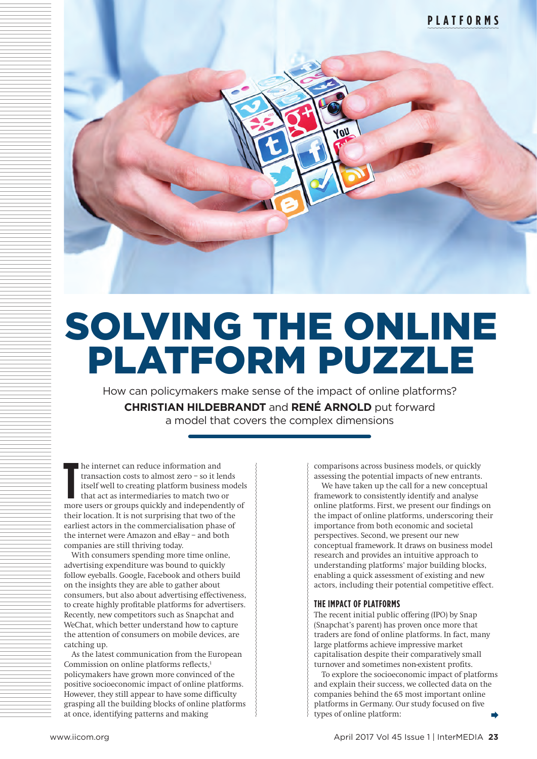# SOLVING THE ONLINE PLATFORM PUZZLE

How can policymakers make sense of the impact of online platforms? **CHRISTIAN HILDEBRANDT** and **RENÉ ARNOLD** put forward a model that covers the complex dimensions

The internet can reduce information and transaction costs to almost zero – so it lends itself well to creating platform business models that act as intermediaries to match two or more users or groups quickly and independently of their location. It is not surprising that two of the earliest actors in the commercialisation phase of the internet were Amazon and eBay – and both companies are still thriving today.

With consumers spending more time online, advertising expenditure was bound to quickly follow eyeballs. Google, Facebook and others build on the insights they are able to gather about consumers, but also about advertising effectiveness, to create highly profitable platforms for advertisers. Recently, new competitors such as Snapchat and WeChat, which better understand how to capture the attention of consumers on mobile devices, are catching up.

As the latest communication from the European Commission on online platforms reflects,[1] policymakers have grown more convinced of the positive socioeconomic impact of online platforms. However, they still appear to have some difficulty grasping all the building blocks of online platforms at once, identifying patterns and making comparisons across business models, or quickly assessing the potential impacts of new entrants.

We have taken up the call for a new conceptual framework to consistently identify and analyse online platforms. First, we present our findings on the impact of online platforms, underscoring their importance from both economic and societal perspectives. Second, we present our new conceptual framework. It draws on business model research and provides an intuitive approach to understanding platforms' major building blocks, enabling a quick assessment of existing and new actors, including their potential competitive effect.

## THE IMPACT OF PLATFORMS

The recent initial public offering (IPO) by Snap (Snapchat's parent) has proven once more that traders are fond of online platforms. In fact, many large platforms achieve impressive market capitalisation despite their comparatively small turnover and sometimes non-existent profits.

To explore the socioeconomic impact of platforms and explain their success, we collected data on the companies behind the 65 most important online platforms in Germany. Our study focused on five types of online platform: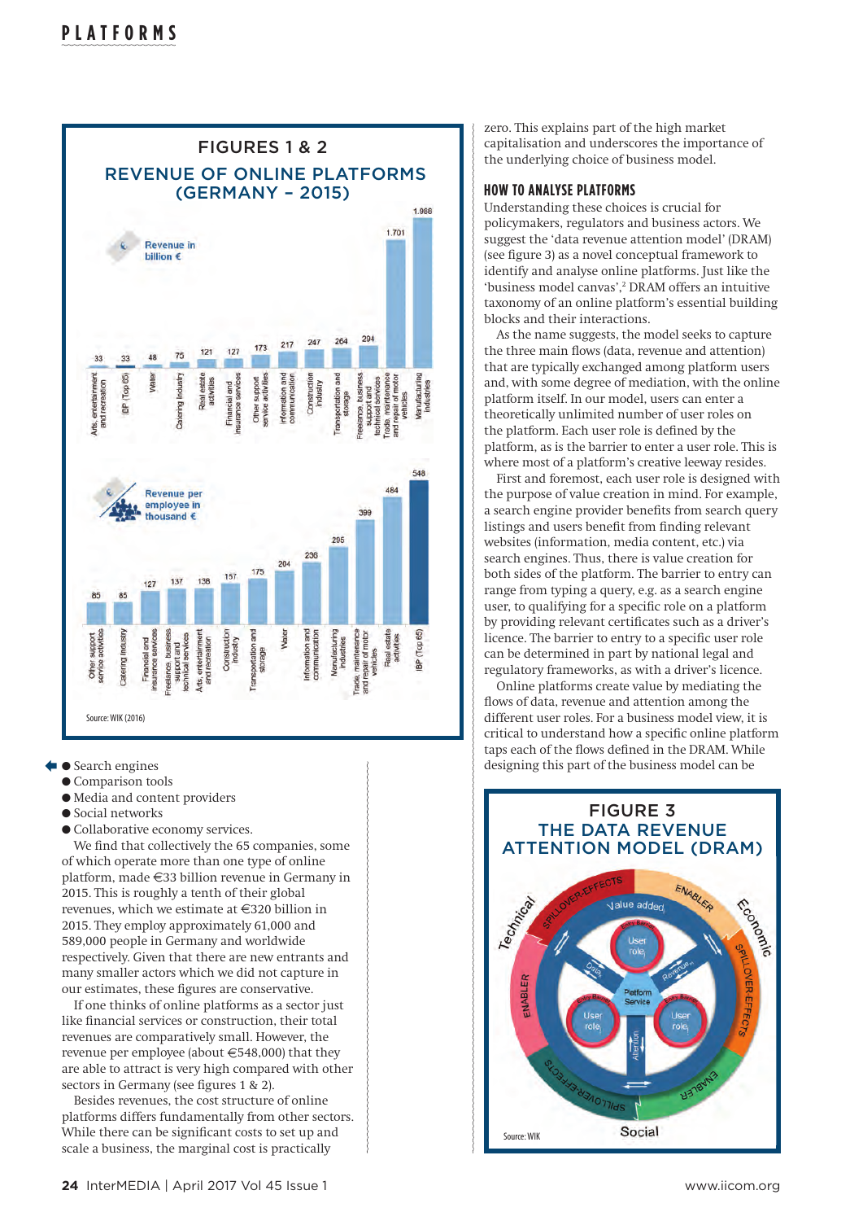FIGURES 1 & 2

REVENUE OF ONLINE PLATFORMS (GERMANY – 2015)

Revenue in billion €

| Sector | Revenue in billion € |
|---|---|
| Arts, entertainment and recreation | 33 |
| IBP (Top 65) | 33 |
| Water | 48 |
| Catering Industry | 75 |
| Real estate activities | 121 |
| Financial and insurance services | 127 |
| Other support service activities | 173 |
| Information and communication | 217 |
| Construction industry | 247 |
| Transportation and storage | 264 |
| Freelance, business support and technical services | 294 |
| Trade, maintenance and repair of motor vehicles | 1.701 |
| Manufacturing industries | 1.986 |

Revenue per employee in thousand €

| Sector | Revenue per employee in thousand € |
|---|---|
| Other support service activities | 85 |
| Catering Industry | 85 |
| Financial and insurance services | 127 |
| Freelance, business support and technical services | 137 |
| Arts, entertainment and recreation | 138 |
| Construction industry | 157 |
| Transportation and storage | 175 |
| Water | 204 |
| Information and communication | 236 |
| Manufacturing industries | 295 |
| Trade, maintenance and repair of motor vehicles | 399 |
| Real estate activities | 484 |
| IBP (Top 65) | 548 |

Source: WIK (2016)

- Search engines
- Comparison tools
- Media and content providers
- Social networks
- Collaborative economy services.

We find that collectively the 65 companies, some of which operate more than one type of online platform, made €33 billion revenue in Germany in 2015. This is roughly a tenth of their global revenues, which we estimate at €320 billion in 2015. They employ approximately 61,000 and 589,000 people in Germany and worldwide respectively. Given that there are new entrants and many smaller actors which we did not capture in our estimates, these figures are conservative.

If one thinks of online platforms as a sector just like financial services or construction, their total revenues are comparatively small. However, the revenue per employee (about €548,000) that they are able to attract is very high compared with other sectors in Germany (see figures 1 & 2).

Besides revenues, the cost structure of online platforms differs fundamentally from other sectors. While there can be significant costs to set up and scale a business, the marginal cost is practically zero. This explains part of the high market capitalisation and underscores the importance of the underlying choice of business model.

## HOW TO ANALYSE PLATFORMS

Understanding these choices is crucial for policymakers, regulators and business actors. We suggest the 'data revenue attention model' (DRAM) (see figure 3) as a novel conceptual framework to identify and analyse online platforms. Just like the 'business model canvas',[2] DRAM offers an intuitive taxonomy of an online platform's essential building blocks and their interactions.

As the name suggests, the model seeks to capture the three main flows (data, revenue and attention) that are typically exchanged among platform users and, with some degree of mediation, with the online platform itself. In our model, users can enter a theoretically unlimited number of user roles on the platform. Each user role is defined by the platform, as is the barrier to enter a user role. This is where most of a platform's creative leeway resides.

First and foremost, each user role is designed with the purpose of value creation in mind. For example, a search engine provider benefits from search query listings and users benefit from finding relevant websites (information, media content, etc.) via search engines. Thus, there is value creation for both sides of the platform. The barrier to entry can range from typing a query, e.g. as a search engine user, to qualifying for a specific role on a platform by providing relevant certificates such as a driver's licence. The barrier to entry to a specific user role can be determined in part by national legal and regulatory frameworks, as with a driver's licence.

Online platforms create value by mediating the flows of data, revenue and attention among the different user roles. For a business model view, it is critical to understand how a specific online platform taps each of the flows defined in the DRAM. While designing this part of the business model can be

FIGURE 3

THE DATA REVENUE ATTENTION MODEL (DRAM)

Source: WIK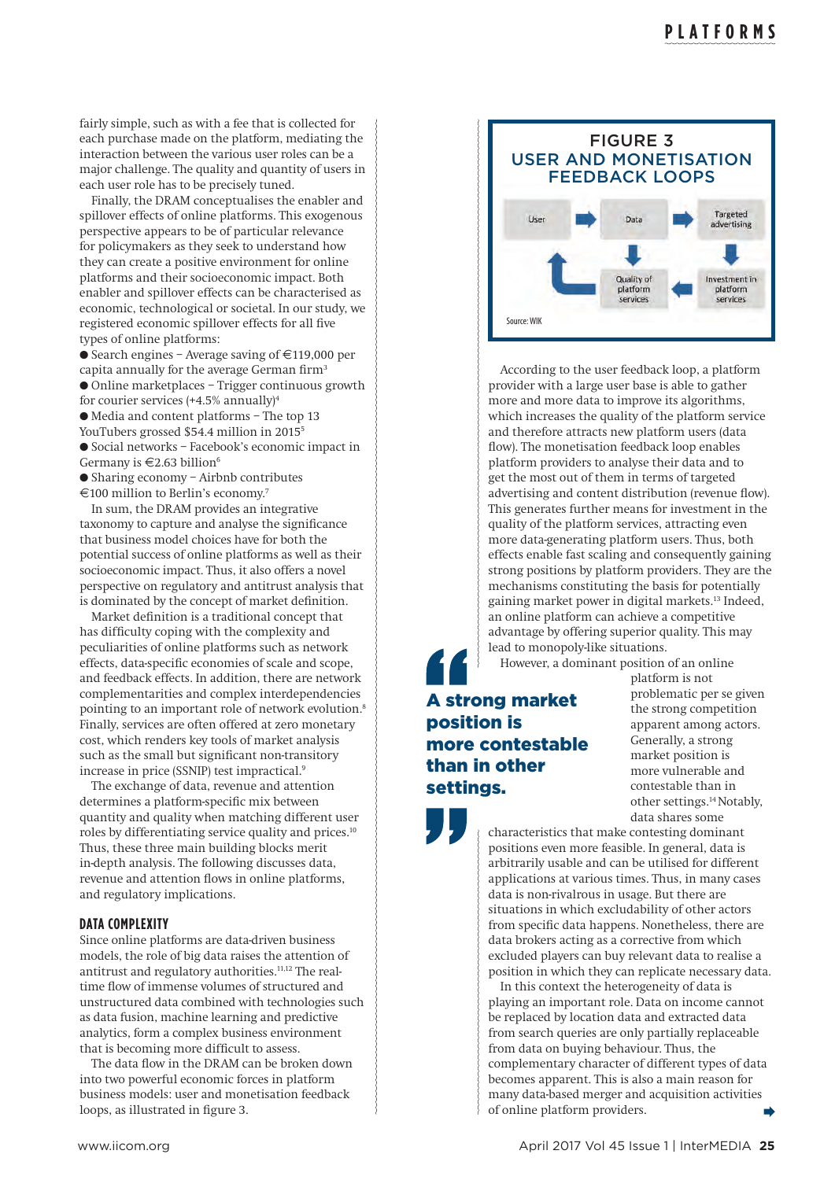fairly simple, such as with a fee that is collected for each purchase made on the platform, mediating the interaction between the various user roles can be a major challenge. The quality and quantity of users in each user role has to be precisely tuned.

Finally, the DRAM conceptualises the enabler and spillover effects of online platforms. This exogenous perspective appears to be of particular relevance for policymakers as they seek to understand how they can create a positive environment for online platforms and their socioeconomic impact. Both enabler and spillover effects can be characterised as economic, technological or societal. In our study, we registered economic spillover effects for all five types of online platforms:

- Search engines – Average saving of €119,000 per capita annually for the average German firm[3]
- Online marketplaces – Trigger continuous growth for courier services (+4.5% annually)[4]
- Media and content platforms – The top 13 YouTubers grossed $54.4 million in 2015[5]
- Social networks – Facebook's economic impact in Germany is €2.63 billion[6]
- Sharing economy – Airbnb contributes €100 million to Berlin's economy.[7]

In sum, the DRAM provides an integrative taxonomy to capture and analyse the significance that business model choices have for both the potential success of online platforms as well as their socioeconomic impact. Thus, it also offers a novel perspective on regulatory and antitrust analysis that is dominated by the concept of market definition.

Market definition is a traditional concept that has difficulty coping with the complexity and peculiarities of online platforms such as network effects, data-specific economies of scale and scope, and feedback effects. In addition, there are network complementarities and complex interdependencies pointing to an important role of network evolution.[8] Finally, services are often offered at zero monetary cost, which renders key tools of market analysis such as the small but significant non-transitory increase in price (SSNIP) test impractical.[9]

The exchange of data, revenue and attention determines a platform-specific mix between quantity and quality when matching different user roles by differentiating service quality and prices.[10] Thus, these three main building blocks merit in-depth analysis. The following discusses data, revenue and attention flows in online platforms, and regulatory implications.

## DATA COMPLEXITY

Since online platforms are data-driven business models, the role of big data raises the attention of antitrust and regulatory authorities.[11,12] The real-time flow of immense volumes of structured and unstructured data combined with technologies such as data fusion, machine learning and predictive analytics, form a complex business environment that is becoming more difficult to assess.

The data flow in the DRAM can be broken down into two powerful economic forces in platform business models: user and monetisation feedback loops, as illustrated in figure 3.

**FIGURE 3**
**USER AND MONETISATION FEEDBACK LOOPS**

User → Data → Targeted advertising
Targeted advertising → Investment in platform services → Quality of platform services → User

Source: WIK

According to the user feedback loop, a platform provider with a large user base is able to gather more and more data to improve its algorithms, which increases the quality of the platform service and therefore attracts new platform users (data flow). The monetisation feedback loop enables platform providers to analyse their data and to get the most out of them in terms of targeted advertising and content distribution (revenue flow). This generates further means for investment in the quality of the platform services, attracting even more data-generating platform users. Thus, both effects enable fast scaling and consequently gaining strong positions by platform providers. They are the mechanisms constituting the basis for potentially gaining market power in digital markets.[13] Indeed, an online platform can achieve a competitive advantage by offering superior quality. This may lead to monopoly-like situations.

> **A strong market position is more contestable than in other settings.**

However, a dominant position of an online platform is not problematic per se given the strong competition apparent among actors. Generally, a strong market position is more vulnerable and contestable than in other settings.[14] Notably, data shares some characteristics that make contesting dominant positions even more feasible. In general, data is arbitrarily usable and can be utilised for different applications at various times. Thus, in many cases data is non-rivalrous in usage. But there are situations in which excludability of other actors from specific data happens. Nonetheless, there are data brokers acting as a corrective from which excluded players can buy relevant data to realise a position in which they can replicate necessary data.

In this context the heterogeneity of data is playing an important role. Data on income cannot be replaced by location data and extracted data from search queries are only partially replaceable from data on buying behaviour. Thus, the complementary character of different types of data becomes apparent. This is also a main reason for many data-based merger and acquisition activities of online platform providers.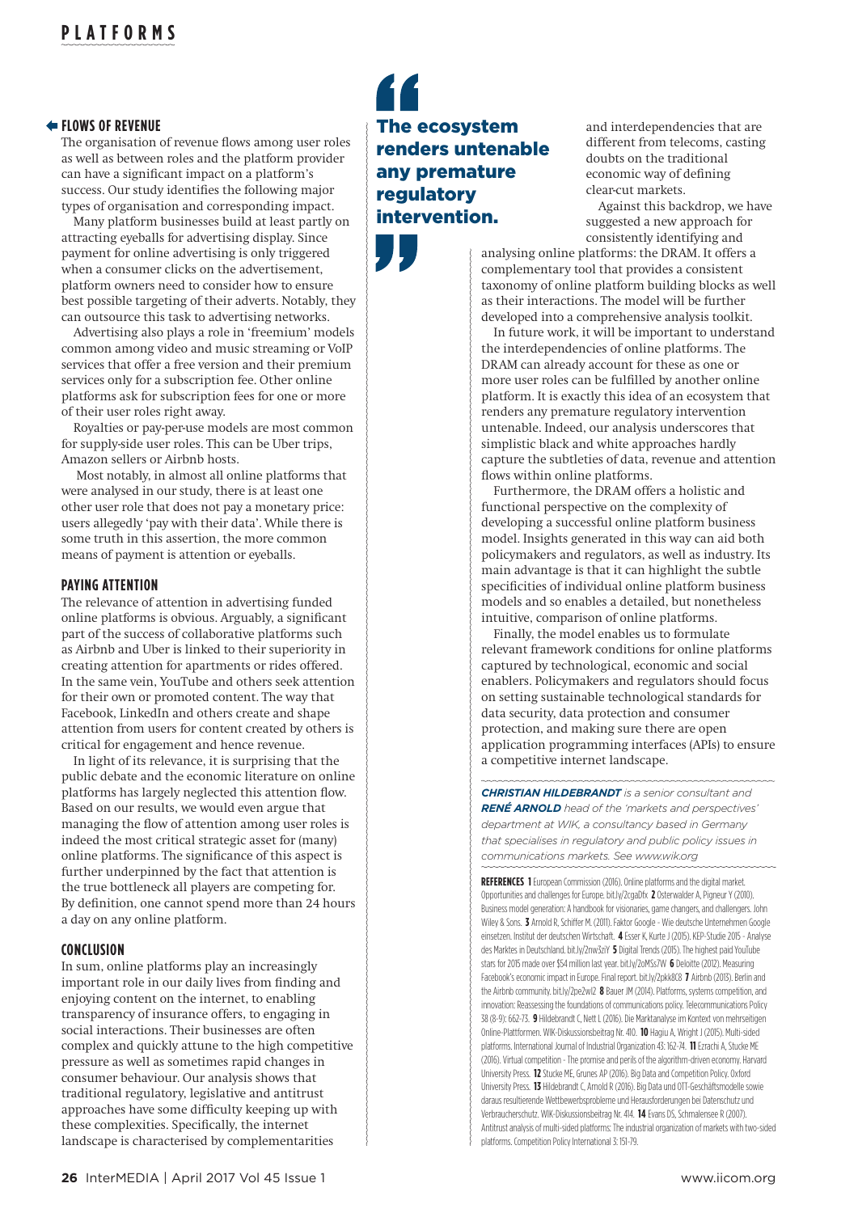### FLOWS OF REVENUE

The organisation of revenue flows among user roles as well as between roles and the platform provider can have a significant impact on a platform's success. Our study identifies the following major types of organisation and corresponding impact.

Many platform businesses build at least partly on attracting eyeballs for advertising display. Since payment for online advertising is only triggered when a consumer clicks on the advertisement, platform owners need to consider how to ensure best possible targeting of their adverts. Notably, they can outsource this task to advertising networks.

Advertising also plays a role in 'freemium' models common among video and music streaming or VoIP services that offer a free version and their premium services only for a subscription fee. Other online platforms ask for subscription fees for one or more of their user roles right away.

Royalties or pay-per-use models are most common for supply-side user roles. This can be Uber trips, Amazon sellers or Airbnb hosts.

Most notably, in almost all online platforms that were analysed in our study, there is at least one other user role that does not pay a monetary price: users allegedly 'pay with their data'. While there is some truth in this assertion, the more common means of payment is attention or eyeballs.

### PAYING ATTENTION

The relevance of attention in advertising funded online platforms is obvious. Arguably, a significant part of the success of collaborative platforms such as Airbnb and Uber is linked to their superiority in creating attention for apartments or rides offered. In the same vein, YouTube and others seek attention for their own or promoted content. The way that Facebook, LinkedIn and others create and shape attention from users for content created by others is critical for engagement and hence revenue.

In light of its relevance, it is surprising that the public debate and the economic literature on online platforms has largely neglected this attention flow. Based on our results, we would even argue that managing the flow of attention among user roles is indeed the most critical strategic asset for (many) online platforms. The significance of this aspect is further underpinned by the fact that attention is the true bottleneck all players are competing for. By definition, one cannot spend more than 24 hours a day on any online platform.

### CONCLUSION

In sum, online platforms play an increasingly important role in our daily lives from finding and enjoying content on the internet, to enabling transparency of insurance offers, to engaging in social interactions. Their businesses are often complex and quickly attune to the high competitive pressure as well as sometimes rapid changes in consumer behaviour. Our analysis shows that traditional regulatory, legislative and antitrust approaches have some difficulty keeping up with these complexities. Specifically, the internet landscape is characterised by complementarities and interdependencies that are different from telecoms, casting doubts on the traditional economic way of defining clear-cut markets.

> **"The ecosystem renders untenable any premature regulatory intervention."**

Against this backdrop, we have suggested a new approach for consistently identifying and analysing online platforms: the DRAM. It offers a complementary tool that provides a consistent taxonomy of online platform building blocks as well as their interactions. The model will be further developed into a comprehensive analysis toolkit.

In future work, it will be important to understand the interdependencies of online platforms. The DRAM can already account for these as one or more user roles can be fulfilled by another online platform. It is exactly this idea of an ecosystem that renders any premature regulatory intervention untenable. Indeed, our analysis underscores that simplistic black and white approaches hardly capture the subtleties of data, revenue and attention flows within online platforms.

Furthermore, the DRAM offers a holistic and functional perspective on the complexity of developing a successful online platform business model. Insights generated in this way can aid both policymakers and regulators, as well as industry. Its main advantage is that it can highlight the subtle specificities of individual online platform business models and so enables a detailed, but nonetheless intuitive, comparison of online platforms.

Finally, the model enables us to formulate relevant framework conditions for online platforms captured by technological, economic and social enablers. Policymakers and regulators should focus on setting sustainable technological standards for data security, data protection and consumer protection, and making sure there are open application programming interfaces (APIs) to ensure a competitive internet landscape.

***CHRISTIAN HILDEBRANDT*** *is a senior consultant and* ***RENÉ ARNOLD*** *head of the 'markets and perspectives' department at WIK, a consultancy based in Germany that specialises in regulatory and public policy issues in communications markets. See www.wik.org*

**REFERENCES** **1** European Commission (2016). Online platforms and the digital market. Opportunities and challenges for Europe. bit.ly/2cgaDfx **2** Osterwalder A, Pigneur Y (2010). Business model generation: A handbook for visionaries, game changers, and challengers. John Wiley & Sons. **3** Arnold R, Schiffer M. (2011). Faktor Google - Wie deutsche Unternehmen Google einsetzen. Institut der deutschen Wirtschaft. **4** Esser K, Kurte J (2015). KEP-Studie 2015 - Analyse des Marktes in Deutschland. bit.ly/2nw3ziY **5** Digital Trends (2015). The highest paid YouTube stars for 2015 made over $54 million last year. bit.ly/2oMSs7W **6** Deloitte (2012). Measuring Facebook's economic impact in Europe. Final report. bit.ly/2pkk8C8 **7** Airbnb (2013). Berlin and the Airbnb community. bit.ly/2pe2wI2 **8** Bauer JM (2014). Platforms, systems competition, and innovation: Reassessing the foundations of communications policy. Telecommunications Policy 38 (8-9): 662-73. **9** Hildebrandt C, Nett L (2016). Die Marktanalyse im Kontext von mehrseitigen Online-Plattformen. WIK-Diskussionsbeitrag Nr. 410. **10** Hagiu A, Wright J (2015). Multi-sided platforms. International Journal of Industrial Organization 43: 162-74. **11** Ezrachi A, Stucke ME (2016). Virtual competition - The promise and perils of the algorithm-driven economy. Harvard University Press. **12** Stucke ME, Grunes AP (2016). Big Data and Competition Policy. Oxford University Press. **13** Hildebrandt C, Arnold R (2016). Big Data und OTT-Geschäftsmodelle sowie daraus resultierende Wettbewerbsprobleme und Herausforderungen bei Datenschutz und Verbraucherschutz. WIK-Diskussionsbeitrag Nr. 414. **14** Evans DS, Schmalensee R (2007). Antitrust analysis of multi-sided platforms: The industrial organization of markets with two-sided platforms. Competition Policy International 3: 151-79.